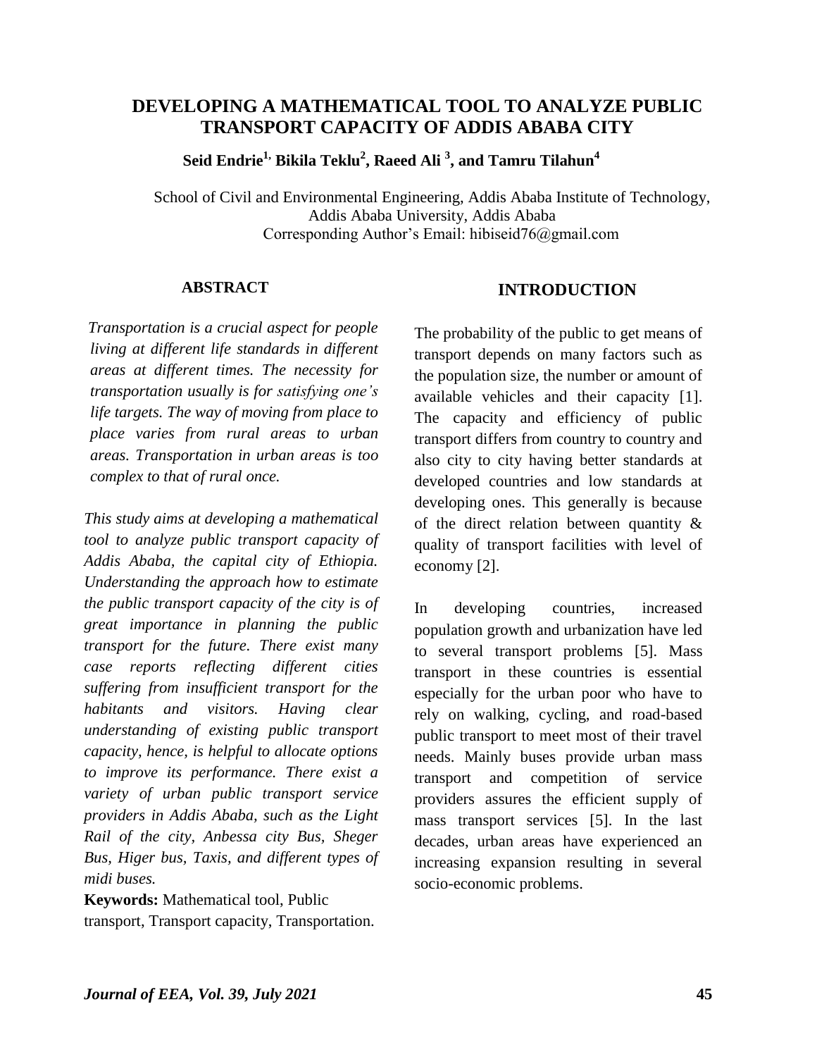# DEVELOPING A MATHEMATICAL TOOL TO ANALYZE PUBLIC TRANSPORT CAPACITY OF ADDIS ABABA CITY

**Seid Endrie[1], Bikila Teklu[2], Raeed Ali [3], and Tamru Tilahun[4]**

School of Civil and Environmental Engineering, Addis Ababa Institute of Technology, Addis Ababa University, Addis Ababa
Corresponding Author's Email: hibiseid76@gmail.com

## ABSTRACT

*Transportation is a crucial aspect for people living at different life standards in different areas at different times. The necessity for transportation usually is for satisfying one's life targets. The way of moving from place to place varies from rural areas to urban areas. Transportation in urban areas is too complex to that of rural once.*

*This study aims at developing a mathematical tool to analyze public transport capacity of Addis Ababa, the capital city of Ethiopia. Understanding the approach how to estimate the public transport capacity of the city is of great importance in planning the public transport for the future. There exist many case reports reflecting different cities suffering from insufficient transport for the habitants and visitors. Having clear understanding of existing public transport capacity, hence, is helpful to allocate options to improve its performance. There exist a variety of urban public transport service providers in Addis Ababa, such as the Light Rail of the city, Anbessa city Bus, Sheger Bus, Higer bus, Taxis, and different types of midi buses.*

**Keywords:** Mathematical tool, Public transport, Transport capacity, Transportation.

## INTRODUCTION

The probability of the public to get means of transport depends on many factors such as the population size, the number or amount of available vehicles and their capacity [1]. The capacity and efficiency of public transport differs from country to country and also city to city having better standards at developed countries and low standards at developing ones. This generally is because of the direct relation between quantity & quality of transport facilities with level of economy [2].

In developing countries, increased population growth and urbanization have led to several transport problems [5]. Mass transport in these countries is essential especially for the urban poor who have to rely on walking, cycling, and road-based public transport to meet most of their travel needs. Mainly buses provide urban mass transport and competition of service providers assures the efficient supply of mass transport services [5]. In the last decades, urban areas have experienced an increasing expansion resulting in several socio-economic problems.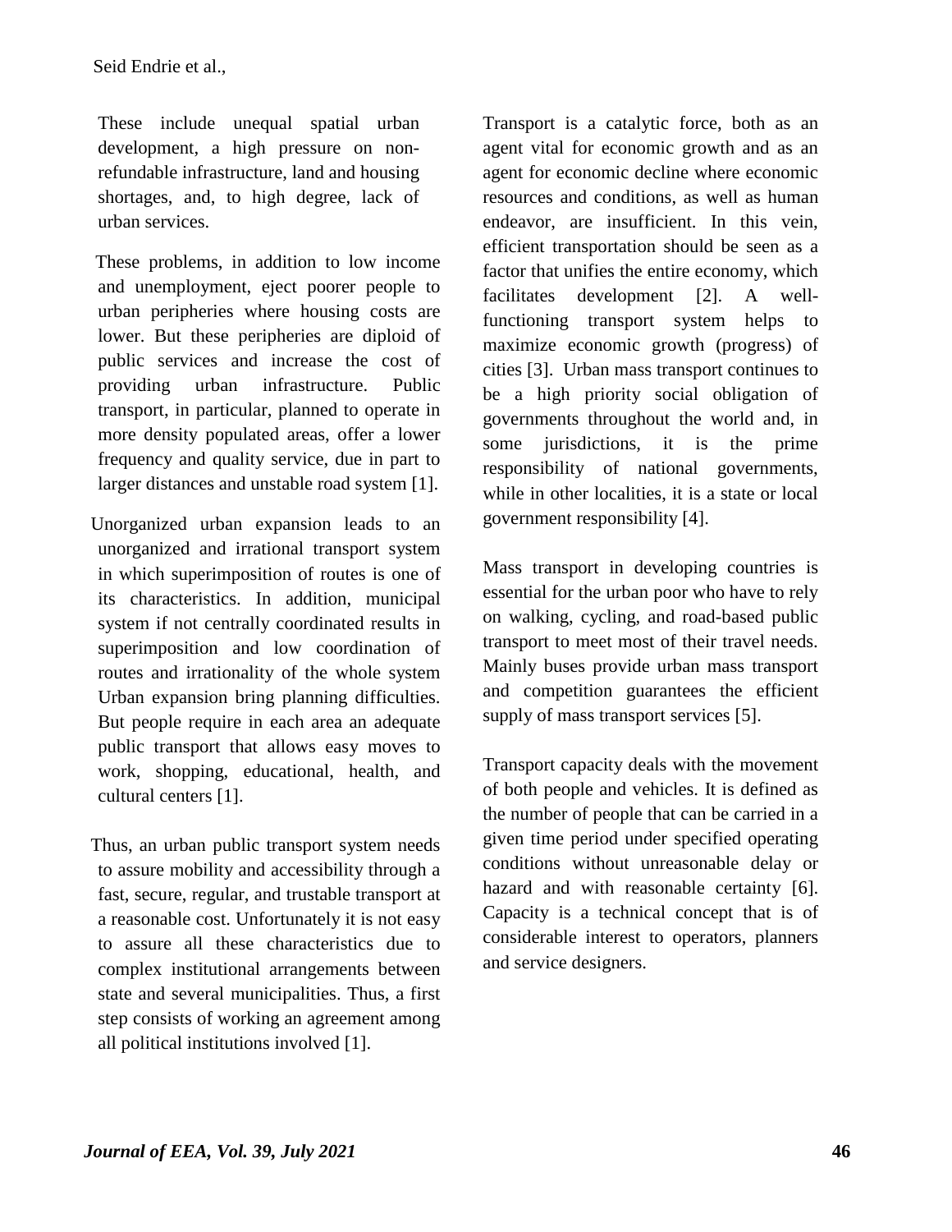These include unequal spatial urban development, a high pressure on non-refundable infrastructure, land and housing shortages, and, to high degree, lack of urban services.

These problems, in addition to low income and unemployment, eject poorer people to urban peripheries where housing costs are lower. But these peripheries are diploid of public services and increase the cost of providing urban infrastructure. Public transport, in particular, planned to operate in more density populated areas, offer a lower frequency and quality service, due in part to larger distances and unstable road system [1].

Unorganized urban expansion leads to an unorganized and irrational transport system in which superimposition of routes is one of its characteristics. In addition, municipal system if not centrally coordinated results in superimposition and low coordination of routes and irrationality of the whole system Urban expansion bring planning difficulties. But people require in each area an adequate public transport that allows easy moves to work, shopping, educational, health, and cultural centers [1].

Thus, an urban public transport system needs to assure mobility and accessibility through a fast, secure, regular, and trustable transport at a reasonable cost. Unfortunately it is not easy to assure all these characteristics due to complex institutional arrangements between state and several municipalities. Thus, a first step consists of working an agreement among all political institutions involved [1].

Transport is a catalytic force, both as an agent vital for economic growth and as an agent for economic decline where economic resources and conditions, as well as human endeavor, are insufficient. In this vein, efficient transportation should be seen as a factor that unifies the entire economy, which facilitates development [2]. A well-functioning transport system helps to maximize economic growth (progress) of cities [3]. Urban mass transport continues to be a high priority social obligation of governments throughout the world and, in some jurisdictions, it is the prime responsibility of national governments, while in other localities, it is a state or local government responsibility [4].

Mass transport in developing countries is essential for the urban poor who have to rely on walking, cycling, and road-based public transport to meet most of their travel needs. Mainly buses provide urban mass transport and competition guarantees the efficient supply of mass transport services [5].

Transport capacity deals with the movement of both people and vehicles. It is defined as the number of people that can be carried in a given time period under specified operating conditions without unreasonable delay or hazard and with reasonable certainty [6]. Capacity is a technical concept that is of considerable interest to operators, planners and service designers.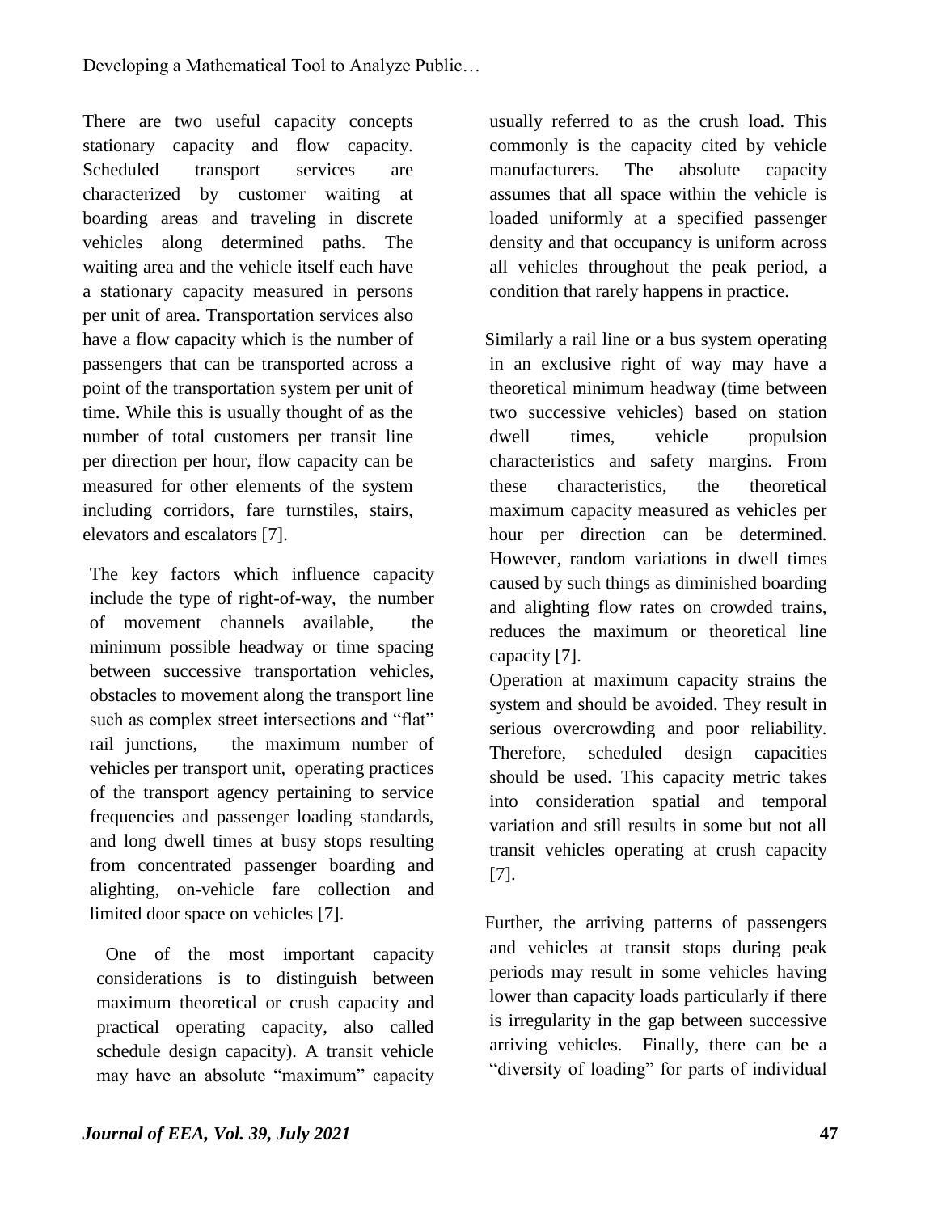There are two useful capacity concepts stationary capacity and flow capacity. Scheduled transport services are characterized by customer waiting at boarding areas and traveling in discrete vehicles along determined paths. The waiting area and the vehicle itself each have a stationary capacity measured in persons per unit of area. Transportation services also have a flow capacity which is the number of passengers that can be transported across a point of the transportation system per unit of time. While this is usually thought of as the number of total customers per transit line per direction per hour, flow capacity can be measured for other elements of the system including corridors, fare turnstiles, stairs, elevators and escalators [7].

The key factors which influence capacity include the type of right-of-way, the number of movement channels available, the minimum possible headway or time spacing between successive transportation vehicles, obstacles to movement along the transport line such as complex street intersections and "flat" rail junctions, the maximum number of vehicles per transport unit, operating practices of the transport agency pertaining to service frequencies and passenger loading standards, and long dwell times at busy stops resulting from concentrated passenger boarding and alighting, on-vehicle fare collection and limited door space on vehicles [7].

One of the most important capacity considerations is to distinguish between maximum theoretical or crush capacity and practical operating capacity, also called schedule design capacity). A transit vehicle may have an absolute "maximum" capacity usually referred to as the crush load. This commonly is the capacity cited by vehicle manufacturers. The absolute capacity assumes that all space within the vehicle is loaded uniformly at a specified passenger density and that occupancy is uniform across all vehicles throughout the peak period, a condition that rarely happens in practice.

Similarly a rail line or a bus system operating in an exclusive right of way may have a theoretical minimum headway (time between two successive vehicles) based on station dwell times, vehicle propulsion characteristics and safety margins. From these characteristics, the theoretical maximum capacity measured as vehicles per hour per direction can be determined. However, random variations in dwell times caused by such things as diminished boarding and alighting flow rates on crowded trains, reduces the maximum or theoretical line capacity [7].

Operation at maximum capacity strains the system and should be avoided. They result in serious overcrowding and poor reliability. Therefore, scheduled design capacities should be used. This capacity metric takes into consideration spatial and temporal variation and still results in some but not all transit vehicles operating at crush capacity [7].

Further, the arriving patterns of passengers and vehicles at transit stops during peak periods may result in some vehicles having lower than capacity loads particularly if there is irregularity in the gap between successive arriving vehicles. Finally, there can be a "diversity of loading" for parts of individual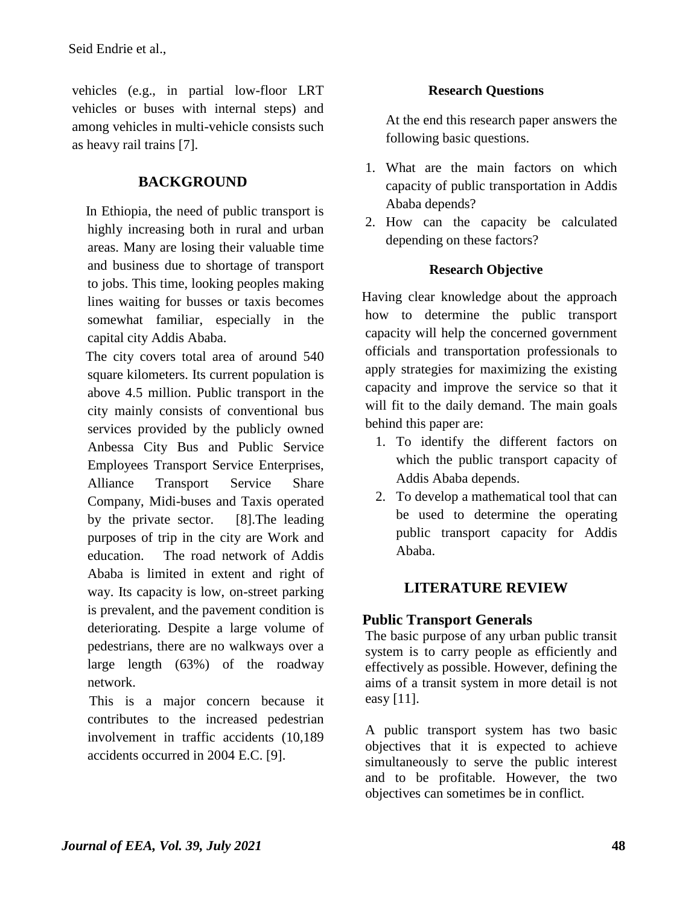vehicles (e.g., in partial low-floor LRT vehicles or buses with internal steps) and among vehicles in multi-vehicle consists such as heavy rail trains [7].

## BACKGROUND

In Ethiopia, the need of public transport is highly increasing both in rural and urban areas. Many are losing their valuable time and business due to shortage of transport to jobs. This time, looking peoples making lines waiting for busses or taxis becomes somewhat familiar, especially in the capital city Addis Ababa.

The city covers total area of around 540 square kilometers. Its current population is above 4.5 million. Public transport in the city mainly consists of conventional bus services provided by the publicly owned Anbessa City Bus and Public Service Employees Transport Service Enterprises, Alliance Transport Service Share Company, Midi-buses and Taxis operated by the private sector. [8].The leading purposes of trip in the city are Work and education. The road network of Addis Ababa is limited in extent and right of way. Its capacity is low, on-street parking is prevalent, and the pavement condition is deteriorating. Despite a large volume of pedestrians, there are no walkways over a large length (63%) of the roadway network.

This is a major concern because it contributes to the increased pedestrian involvement in traffic accidents (10,189 accidents occurred in 2004 E.C. [9].

### Research Questions

At the end this research paper answers the following basic questions.

1. What are the main factors on which capacity of public transportation in Addis Ababa depends?
2. How can the capacity be calculated depending on these factors?

### Research Objective

Having clear knowledge about the approach how to determine the public transport capacity will help the concerned government officials and transportation professionals to apply strategies for maximizing the existing capacity and improve the service so that it will fit to the daily demand. The main goals behind this paper are:

1. To identify the different factors on which the public transport capacity of Addis Ababa depends.
2. To develop a mathematical tool that can be used to determine the operating public transport capacity for Addis Ababa.

## LITERATURE REVIEW

### Public Transport Generals

The basic purpose of any urban public transit system is to carry people as efficiently and effectively as possible. However, defining the aims of a transit system in more detail is not easy [11].

A public transport system has two basic objectives that it is expected to achieve simultaneously to serve the public interest and to be profitable. However, the two objectives can sometimes be in conflict.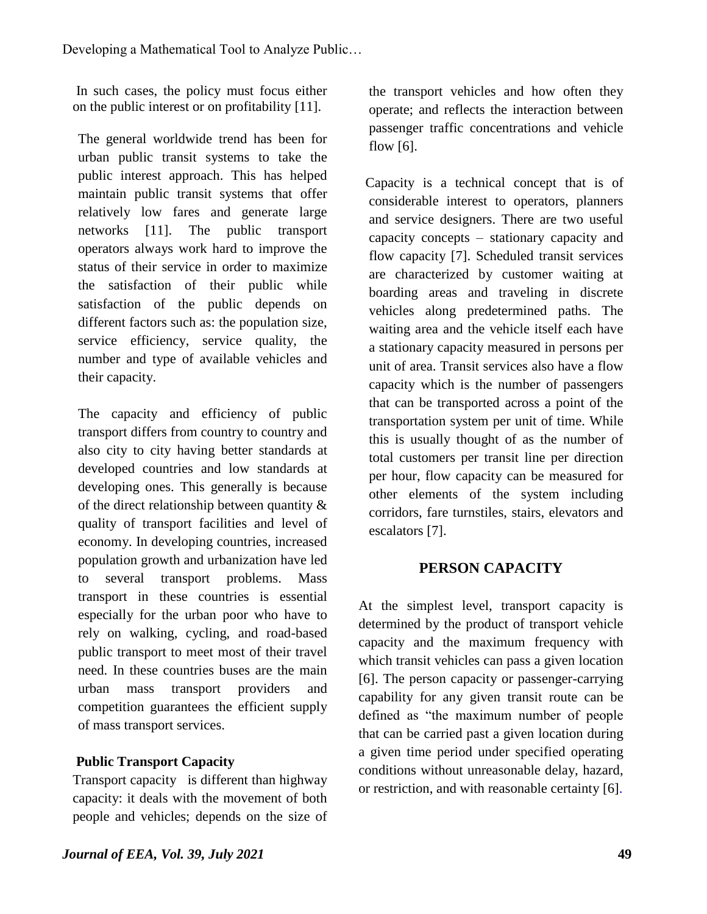In such cases, the policy must focus either on the public interest or on profitability [11].

The general worldwide trend has been for urban public transit systems to take the public interest approach. This has helped maintain public transit systems that offer relatively low fares and generate large networks [11]. The public transport operators always work hard to improve the status of their service in order to maximize the satisfaction of their public while satisfaction of the public depends on different factors such as: the population size, service efficiency, service quality, the number and type of available vehicles and their capacity.

The capacity and efficiency of public transport differs from country to country and also city to city having better standards at developed countries and low standards at developing ones. This generally is because of the direct relationship between quantity & quality of transport facilities and level of economy. In developing countries, increased population growth and urbanization have led to several transport problems. Mass transport in these countries is essential especially for the urban poor who have to rely on walking, cycling, and road-based public transport to meet most of their travel need. In these countries buses are the main urban mass transport providers and competition guarantees the efficient supply of mass transport services.

### Public Transport Capacity

Transport capacity is different than highway capacity: it deals with the movement of both people and vehicles; depends on the size of the transport vehicles and how often they operate; and reflects the interaction between passenger traffic concentrations and vehicle flow [6].

Capacity is a technical concept that is of considerable interest to operators, planners and service designers. There are two useful capacity concepts – stationary capacity and flow capacity [7]. Scheduled transit services are characterized by customer waiting at boarding areas and traveling in discrete vehicles along predetermined paths. The waiting area and the vehicle itself each have a stationary capacity measured in persons per unit of area. Transit services also have a flow capacity which is the number of passengers that can be transported across a point of the transportation system per unit of time. While this is usually thought of as the number of total customers per transit line per direction per hour, flow capacity can be measured for other elements of the system including corridors, fare turnstiles, stairs, elevators and escalators [7].

## PERSON CAPACITY

At the simplest level, transport capacity is determined by the product of transport vehicle capacity and the maximum frequency with which transit vehicles can pass a given location [6]. The person capacity or passenger-carrying capability for any given transit route can be defined as "the maximum number of people that can be carried past a given location during a given time period under specified operating conditions without unreasonable delay, hazard, or restriction, and with reasonable certainty [6].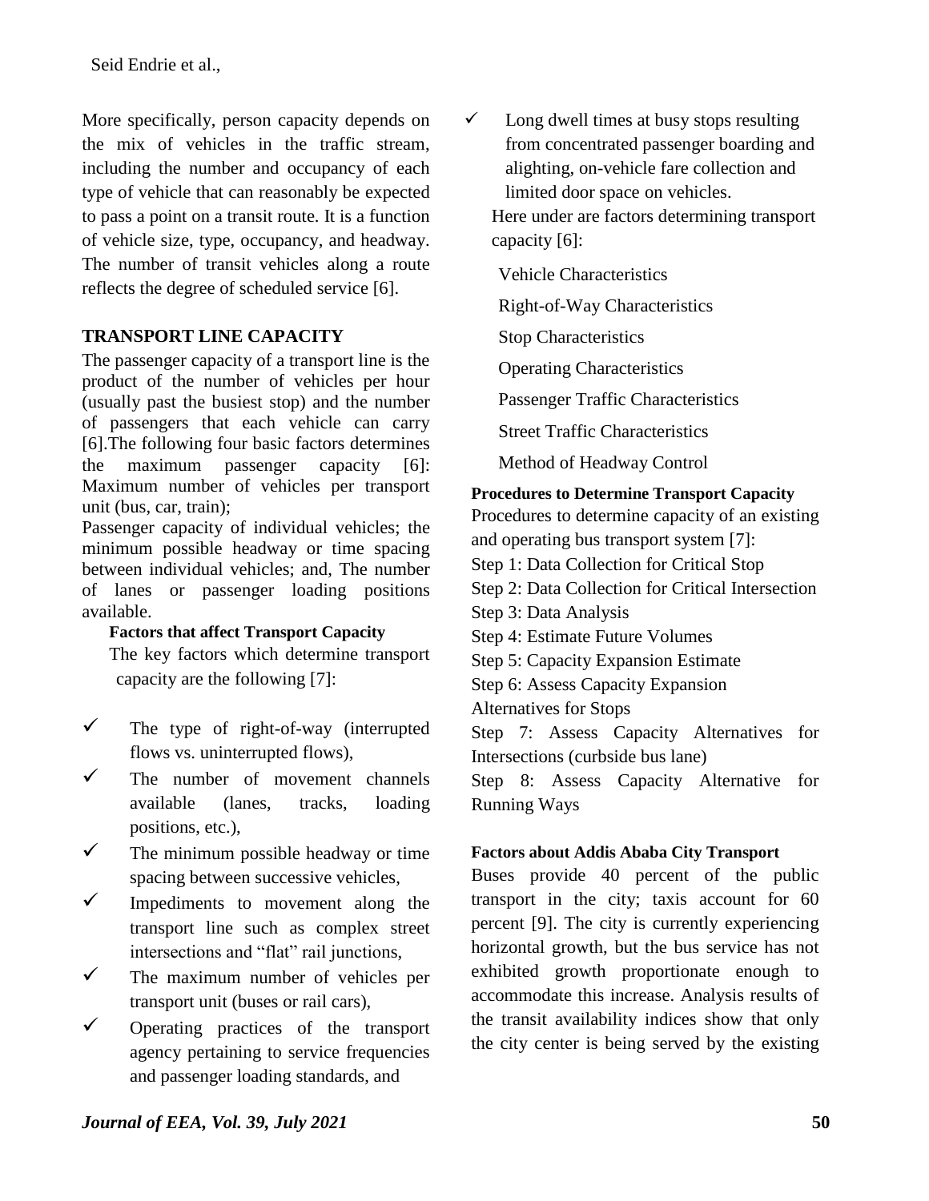More specifically, person capacity depends on the mix of vehicles in the traffic stream, including the number and occupancy of each type of vehicle that can reasonably be expected to pass a point on a transit route. It is a function of vehicle size, type, occupancy, and headway. The number of transit vehicles along a route reflects the degree of scheduled service [6].

## TRANSPORT LINE CAPACITY

The passenger capacity of a transport line is the product of the number of vehicles per hour (usually past the busiest stop) and the number of passengers that each vehicle can carry [6].The following four basic factors determines the maximum passenger capacity [6]: Maximum number of vehicles per transport unit (bus, car, train);

Passenger capacity of individual vehicles; the minimum possible headway or time spacing between individual vehicles; and, The number of lanes or passenger loading positions available.

### Factors that affect Transport Capacity

The key factors which determine transport capacity are the following [7]:

- ✓ The type of right-of-way (interrupted flows vs. uninterrupted flows),
- ✓ The number of movement channels available (lanes, tracks, loading positions, etc.),
- ✓ The minimum possible headway or time spacing between successive vehicles,
- ✓ Impediments to movement along the transport line such as complex street intersections and "flat" rail junctions,
- ✓ The maximum number of vehicles per transport unit (buses or rail cars),
- ✓ Operating practices of the transport agency pertaining to service frequencies and passenger loading standards, and
- ✓ Long dwell times at busy stops resulting from concentrated passenger boarding and alighting, on-vehicle fare collection and limited door space on vehicles.

Here under are factors determining transport capacity [6]:

Vehicle Characteristics

Right-of-Way Characteristics

Stop Characteristics

Operating Characteristics

Passenger Traffic Characteristics

Street Traffic Characteristics

Method of Headway Control

### Procedures to Determine Transport Capacity

Procedures to determine capacity of an existing and operating bus transport system [7]:

Step 1: Data Collection for Critical Stop

Step 2: Data Collection for Critical Intersection

Step 3: Data Analysis

Step 4: Estimate Future Volumes

Step 5: Capacity Expansion Estimate

Step 6: Assess Capacity Expansion Alternatives for Stops

Step 7: Assess Capacity Alternatives for Intersections (curbside bus lane)

Step 8: Assess Capacity Alternative for Running Ways

### Factors about Addis Ababa City Transport

Buses provide 40 percent of the public transport in the city; taxis account for 60 percent [9]. The city is currently experiencing horizontal growth, but the bus service has not exhibited growth proportionate enough to accommodate this increase. Analysis results of the transit availability indices show that only the city center is being served by the existing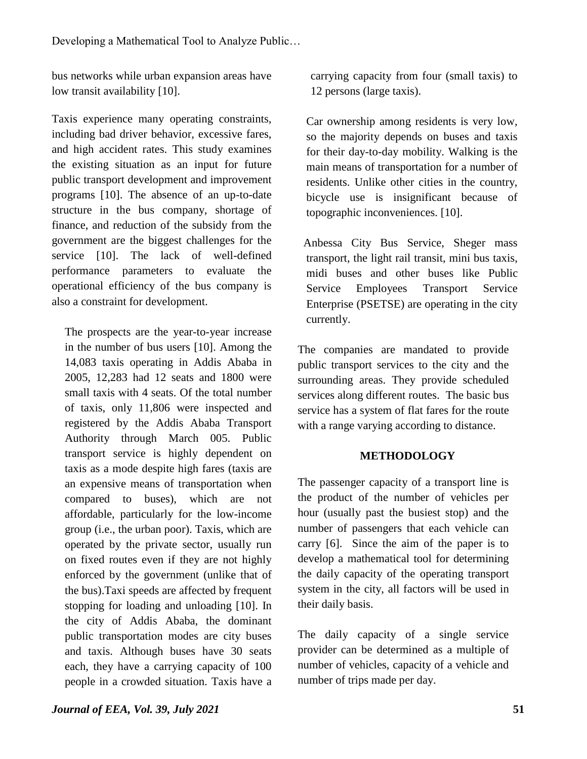bus networks while urban expansion areas have low transit availability [10].

Taxis experience many operating constraints, including bad driver behavior, excessive fares, and high accident rates. This study examines the existing situation as an input for future public transport development and improvement programs [10]. The absence of an up-to-date structure in the bus company, shortage of finance, and reduction of the subsidy from the government are the biggest challenges for the service [10]. The lack of well-defined performance parameters to evaluate the operational efficiency of the bus company is also a constraint for development.

The prospects are the year-to-year increase in the number of bus users [10]. Among the 14,083 taxis operating in Addis Ababa in 2005, 12,283 had 12 seats and 1800 were small taxis with 4 seats. Of the total number of taxis, only 11,806 were inspected and registered by the Addis Ababa Transport Authority through March 005. Public transport service is highly dependent on taxis as a mode despite high fares (taxis are an expensive means of transportation when compared to buses), which are not affordable, particularly for the low-income group (i.e., the urban poor). Taxis, which are operated by the private sector, usually run on fixed routes even if they are not highly enforced by the government (unlike that of the bus).Taxi speeds are affected by frequent stopping for loading and unloading [10]. In the city of Addis Ababa, the dominant public transportation modes are city buses and taxis. Although buses have 30 seats each, they have a carrying capacity of 100 people in a crowded situation. Taxis have a carrying capacity from four (small taxis) to 12 persons (large taxis).

Car ownership among residents is very low, so the majority depends on buses and taxis for their day-to-day mobility. Walking is the main means of transportation for a number of residents. Unlike other cities in the country, bicycle use is insignificant because of topographic inconveniences. [10].

Anbessa City Bus Service, Sheger mass transport, the light rail transit, mini bus taxis, midi buses and other buses like Public Service Employees Transport Service Enterprise (PSETSE) are operating in the city currently.

The companies are mandated to provide public transport services to the city and the surrounding areas. They provide scheduled services along different routes. The basic bus service has a system of flat fares for the route with a range varying according to distance.

## METHODOLOGY

The passenger capacity of a transport line is the product of the number of vehicles per hour (usually past the busiest stop) and the number of passengers that each vehicle can carry [6]. Since the aim of the paper is to develop a mathematical tool for determining the daily capacity of the operating transport system in the city, all factors will be used in their daily basis.

The daily capacity of a single service provider can be determined as a multiple of number of vehicles, capacity of a vehicle and number of trips made per day.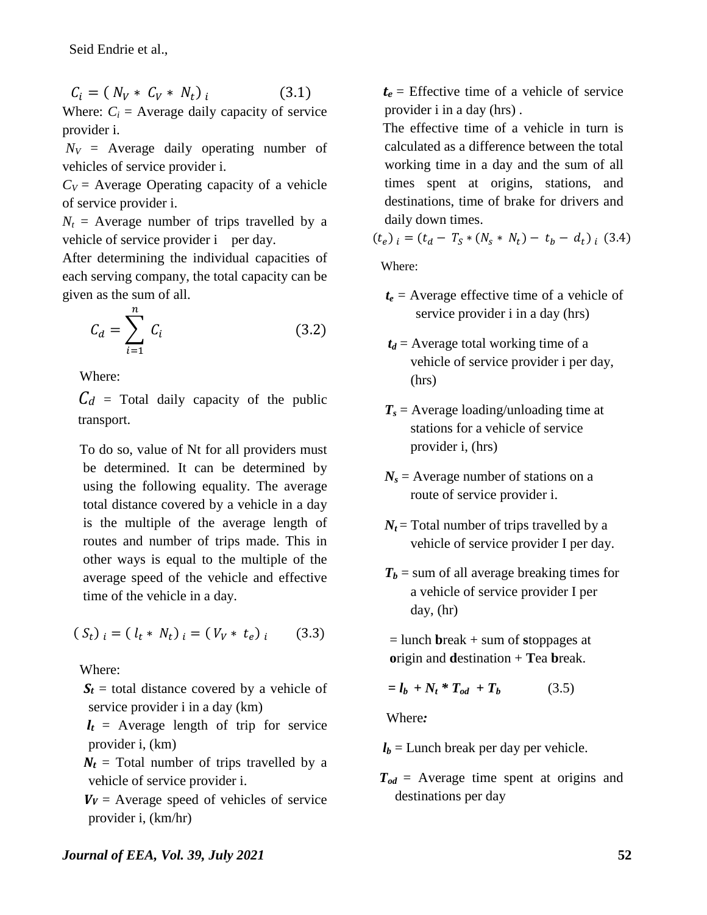$$C_i = (\ N_V * \ C_V * \ N_t)_{\ i} \qquad (3.1)$$

Where: $C_i$ = Average daily capacity of service provider i.

$N_V$ = Average daily operating number of vehicles of service provider i.

$C_V$ = Average Operating capacity of a vehicle of service provider i.

$N_t$ = Average number of trips travelled by a vehicle of service provider i per day.

After determining the individual capacities of each serving company, the total capacity can be given as the sum of all.

$$C_d = \sum_{i=1}^{n} C_i \qquad (3.2)$$

Where:

$C_d$ = Total daily capacity of the public transport.

To do so, value of Nt for all providers must be determined. It can be determined by using the following equality. The average total distance covered by a vehicle in a day is the multiple of the average length of routes and number of trips made. This in other ways is equal to the multiple of the average speed of the vehicle and effective time of the vehicle in a day.

$$(\ S_t)_{\ i} = (\ l_t * \ N_t)_{\ i} = (V_V * \ t_e)_{\ i} \qquad (3.3)$$

Where:

***$S_t$*** = total distance covered by a vehicle of service provider i in a day (km)

***$l_t$*** = Average length of trip for service provider i, (km)

***$N_t$*** = Total number of trips travelled by a vehicle of service provider i.

***$V_V$*** = Average speed of vehicles of service provider i, (km/hr)

***$t_e$*** = Effective time of a vehicle of service provider i in a day (hrs) .

The effective time of a vehicle in turn is calculated as a difference between the total working time in a day and the sum of all times spent at origins, stations, and destinations, time of brake for drivers and daily down times.

$$(t_e)_{\ i} = (t_d - \ T_S * (N_s * \ N_t) - \ t_b - \ d_t)_{\ i} \quad (3.4)$$

Where:

***$t_e$*** = Average effective time of a vehicle of service provider i in a day (hrs)

***$t_d$*** = Average total working time of a vehicle of service provider i per day, (hrs)

***$T_s$*** = Average loading/unloading time at stations for a vehicle of service provider i, (hrs)

***$N_s$*** = Average number of stations on a route of service provider i.

***$N_t$*** = Total number of trips travelled by a vehicle of service provider I per day.

***$T_b$*** = sum of all average breaking times for a vehicle of service provider I per day, (hr)

= lunch **b**reak + sum of **s**toppages at **o**rigin and **d**estination + **T**ea **b**reak.

$$= l_b + N_t * T_{od} + T_b \qquad (3.5)$$

Where*:*

***$l_b$*** = Lunch break per day per vehicle.

***$T_{od}$*** = Average time spent at origins and destinations per day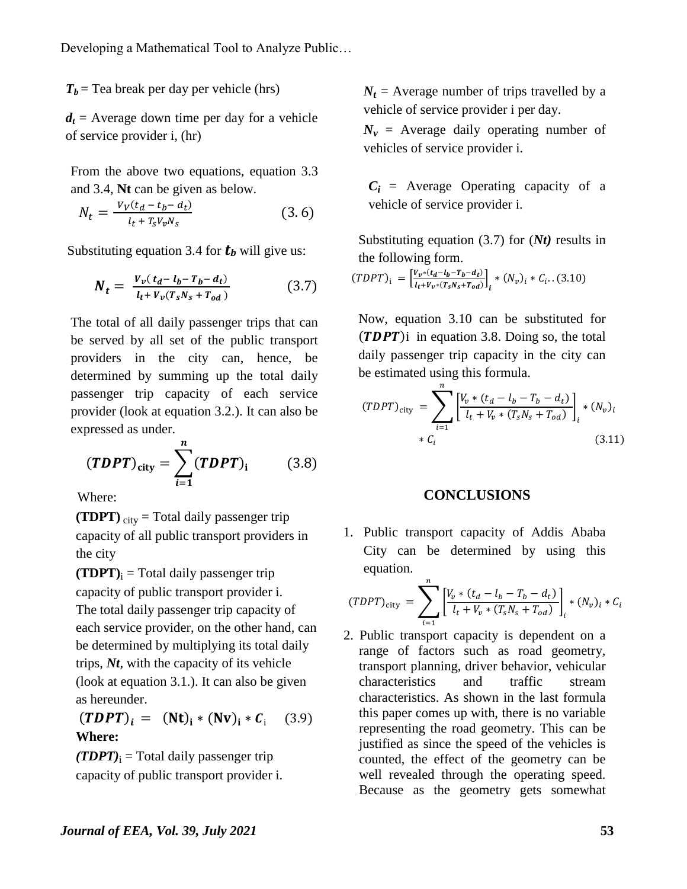$T_b$ = Tea break per day per vehicle (hrs)

$d_t$ = Average down time per day for a vehicle of service provider i, (hr)

From the above two equations, equation 3.3 and 3.4, **Nt** can be given as below.

$$N_t = \frac{V_V(t_d - t_b - d_t)}{l_t + T_s V_v N_s} \qquad (3.6)$$

Substituting equation 3.4 for $t_b$ will give us:

$$\boldsymbol{N_t} = \frac{V_v(t_d - l_b - T_b - d_t)}{l_t + V_v(T_s N_s + T_{od})} \qquad (3.7)$$

The total of all daily passenger trips that can be served by all set of the public transport providers in the city can, hence, be determined by summing up the total daily passenger trip capacity of each service provider (look at equation 3.2.). It can also be expressed as under.

$$(\boldsymbol{TDPT})_{\mathbf{city}} = \sum_{i=1}^{n} (\boldsymbol{TDPT})_{\mathbf{i}} \qquad (3.8)$$

Where:

**(TDPT)** $_{\text{city}}$ = Total daily passenger trip capacity of all public transport providers in the city

**(TDPT)**$_{\text{i}}$ = Total daily passenger trip capacity of public transport provider i.

The total daily passenger trip capacity of each service provider, on the other hand, can be determined by multiplying its total daily trips, ***Nt***, with the capacity of its vehicle (look at equation 3.1.). It can also be given as hereunder.

$$(\boldsymbol{TDPT})_i = (\mathbf{Nt})_{\mathbf{i}} * (\mathbf{Nv})_{\mathbf{i}} * \boldsymbol{C}_{\text{i}} \qquad (3.9)$$

**Where:**

***(TDPT)***$_{\text{i}}$ = Total daily passenger trip capacity of public transport provider i.

$N_t$ = Average number of trips travelled by a vehicle of service provider i per day.

$N_v$ = Average daily operating number of vehicles of service provider i.

$C_i$ = Average Operating capacity of a vehicle of service provider i.

Substituting equation (3.7) for (***Nt)*** results in the following form.

$$(TDPT)_{\text{i}} = \left[\frac{V_v*(t_d - l_b - T_b - d_t)}{l_t + V_v*(T_s N_s + T_{od})}\right]_i * (N_v)_i * C_i .. (3.10)$$

Now, equation 3.10 can be substituted for $(\boldsymbol{TDPT})$i in equation 3.8. Doing so, the total daily passenger trip capacity in the city can be estimated using this formula.

$$(TDPT)_{\text{city}} = \sum_{i=1}^{n} \left[\frac{V_v * (t_d - l_b - T_b - d_t)}{l_t + V_v * (T_s N_s + T_{od})}\right]_i * (N_v)_i * C_i \qquad (3.11)$$

## CONCLUSIONS

1. Public transport capacity of Addis Ababa City can be determined by using this equation.

$$(TDPT)_{\text{city}} = \sum_{i=1}^{n} \left[\frac{V_v * (t_d - l_b - T_b - d_t)}{l_t + V_v * (T_s N_s + T_{od})}\right]_i * (N_v)_i * C_i$$

2. Public transport capacity is dependent on a range of factors such as road geometry, transport planning, driver behavior, vehicular characteristics and traffic stream characteristics. As shown in the last formula this paper comes up with, there is no variable representing the road geometry. This can be justified as since the speed of the vehicles is counted, the effect of the geometry can be well revealed through the operating speed. Because as the geometry gets somewhat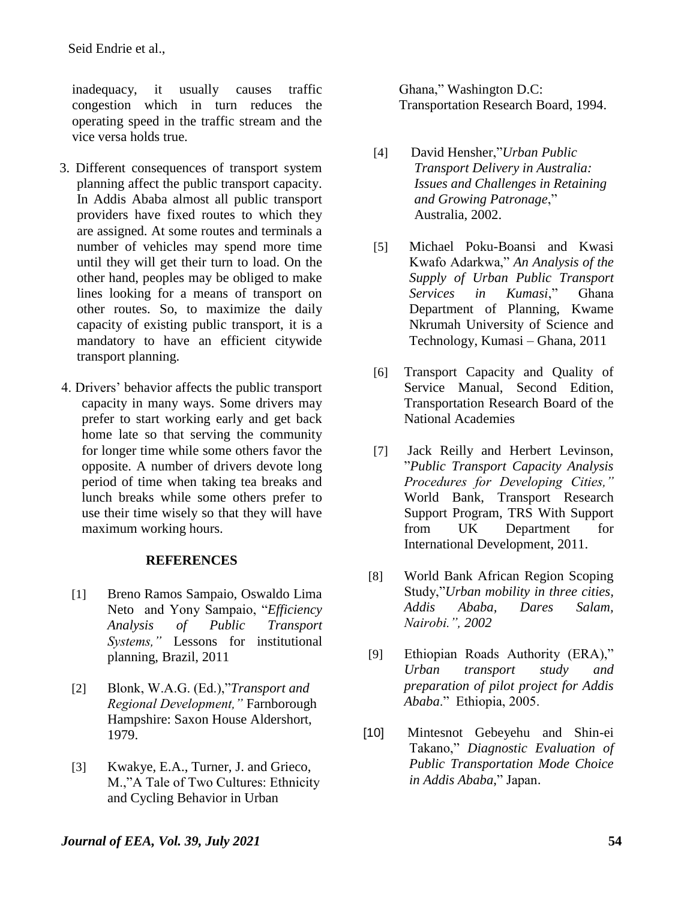inadequacy, it usually causes traffic congestion which in turn reduces the operating speed in the traffic stream and the vice versa holds true.

3. Different consequences of transport system planning affect the public transport capacity. In Addis Ababa almost all public transport providers have fixed routes to which they are assigned. At some routes and terminals a number of vehicles may spend more time until they will get their turn to load. On the other hand, peoples may be obliged to make lines looking for a means of transport on other routes. So, to maximize the daily capacity of existing public transport, it is a mandatory to have an efficient citywide transport planning.

4. Drivers' behavior affects the public transport capacity in many ways. Some drivers may prefer to start working early and get back home late so that serving the community for longer time while some others favor the opposite. A number of drivers devote long period of time when taking tea breaks and lunch breaks while some others prefer to use their time wisely so that they will have maximum working hours.

## REFERENCES

[1] Breno Ramos Sampaio, Oswaldo Lima Neto and Yony Sampaio, "*Efficiency Analysis of Public Transport Systems,"* Lessons for institutional planning, Brazil, 2011

[2] Blonk, W.A.G. (Ed.),"*Transport and Regional Development,"* Farnborough Hampshire: Saxon House Aldershort, 1979.

[3] Kwakye, E.A., Turner, J. and Grieco, M.,"A Tale of Two Cultures: Ethnicity and Cycling Behavior in Urban Ghana," Washington D.C: Transportation Research Board, 1994.

[4] David Hensher,"*Urban Public Transport Delivery in Australia: Issues and Challenges in Retaining and Growing Patronage*," Australia, 2002.

[5] Michael Poku-Boansi and Kwasi Kwafo Adarkwa," *An Analysis of the Supply of Urban Public Transport Services in Kumasi*," Ghana Department of Planning, Kwame Nkrumah University of Science and Technology, Kumasi – Ghana, 2011

[6] Transport Capacity and Quality of Service Manual, Second Edition, Transportation Research Board of the National Academies

[7] Jack Reilly and Herbert Levinson, "*Public Transport Capacity Analysis Procedures for Developing Cities,"* World Bank, Transport Research Support Program, TRS With Support from UK Department for International Development, 2011.

[8] World Bank African Region Scoping Study,"*Urban mobility in three cities, Addis Ababa, Dares Salam, Nairobi.", 2002*

[9] Ethiopian Roads Authority (ERA)," *Urban transport study and preparation of pilot project for Addis Ababa*." Ethiopia, 2005.

[10] Mintesnot Gebeyehu and Shin-ei Takano," *Diagnostic Evaluation of Public Transportation Mode Choice in Addis Ababa*," Japan.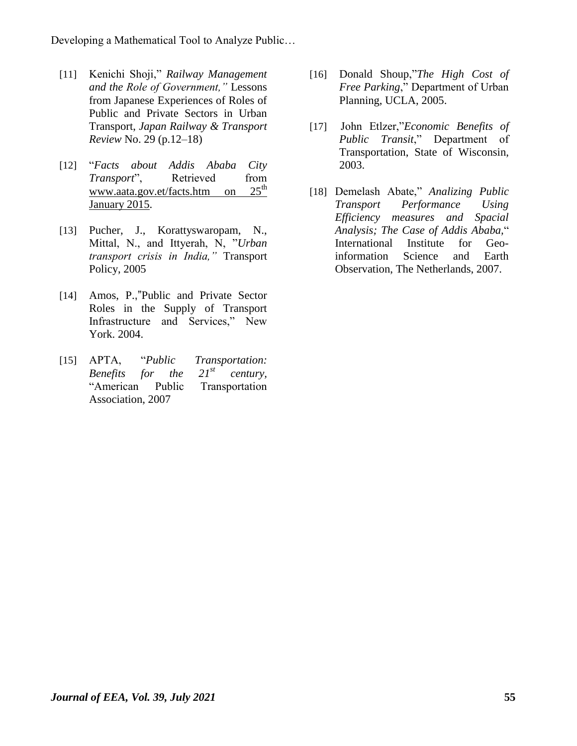[11] Kenichi Shoji," *Railway Management and the Role of Government,"* Lessons from Japanese Experiences of Roles of Public and Private Sectors in Urban Transport, *Japan Railway & Transport Review* No. 29 (p.12–18)

[12] "*Facts about Addis Ababa City Transport*", Retrieved from www.aata.gov.et/facts.htm on 25th January 2015.

[13] Pucher, J., Korattyswaropam, N., Mittal, N., and Ittyerah, N, "*Urban transport crisis in India,"* Transport Policy, 2005

[14] Amos, P.,"Public and Private Sector Roles in the Supply of Transport Infrastructure and Services," New York. 2004.

[15] APTA, "*Public Transportation: Benefits for the 21st century,* "American Public Transportation Association, 2007

[16] Donald Shoup,"*The High Cost of Free Parking*," Department of Urban Planning, UCLA, 2005.

[17] John Etlzer,"*Economic Benefits of Public Transit*," Department of Transportation, State of Wisconsin, 2003.

[18] Demelash Abate," *Analizing Public Transport Performance Using Efficiency measures and Spacial Analysis; The Case of Addis Ababa,*" International Institute for Geo-information Science and Earth Observation, The Netherlands, 2007.